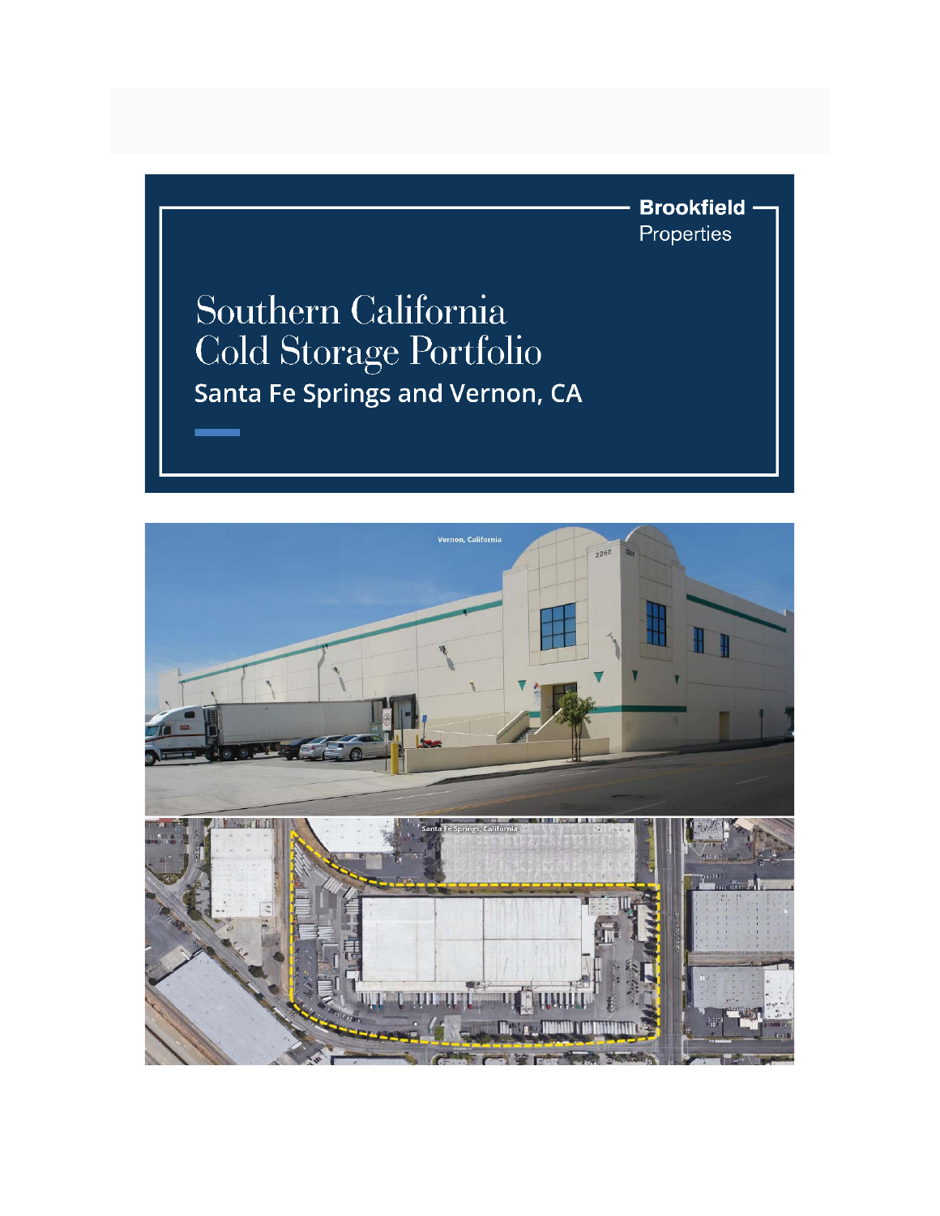Brookfield Properties

# Southern California Cold Storage Portfolio

## Santa Fe Springs and Vernon, CA

Vernon, California

Santa Fe Springs, California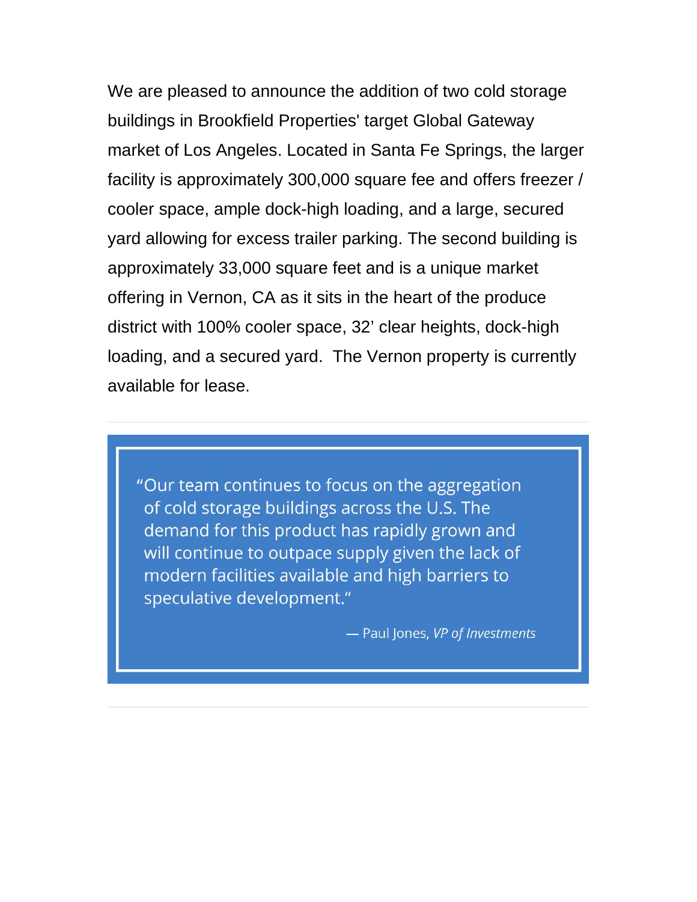We are pleased to announce the addition of two cold storage buildings in Brookfield Properties' target Global Gateway market of Los Angeles. Located in Santa Fe Springs, the larger facility is approximately 300,000 square fee and offers freezer / cooler space, ample dock-high loading, and a large, secured yard allowing for excess trailer parking. The second building is approximately 33,000 square feet and is a unique market offering in Vernon, CA as it sits in the heart of the produce district with 100% cooler space, 32' clear heights, dock-high loading, and a secured yard. The Vernon property is currently available for lease.

---

> "Our team continues to focus on the aggregation of cold storage buildings across the U.S. The demand for this product has rapidly grown and will continue to outpace supply given the lack of modern facilities available and high barriers to speculative development."
>
> — Paul Jones, *VP of Investments*

---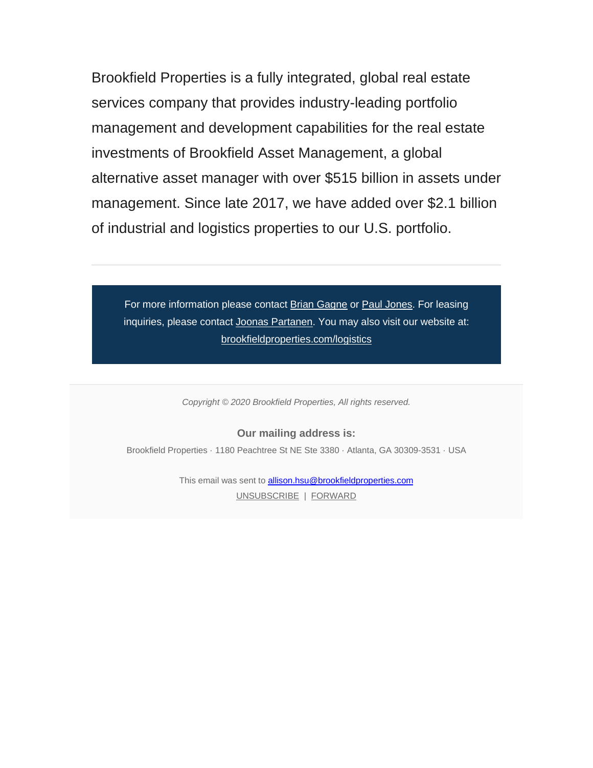Brookfield Properties is a fully integrated, global real estate services company that provides industry-leading portfolio management and development capabilities for the real estate investments of Brookfield Asset Management, a global alternative asset manager with over $515 billion in assets under management. Since late 2017, we have added over $2.1 billion of industrial and logistics properties to our U.S. portfolio.

---

For more information please contact Brian Gagne or Paul Jones. For leasing inquiries, please contact Joonas Partanen. You may also visit our website at: brookfieldproperties.com/logistics

*Copyright © 2020 Brookfield Properties, All rights reserved.*

**Our mailing address is:**

Brookfield Properties · 1180 Peachtree St NE Ste 3380 · Atlanta, GA 30309-3531 · USA

This email was sent to allison.hsu@brookfieldproperties.com

UNSUBSCRIBE | FORWARD